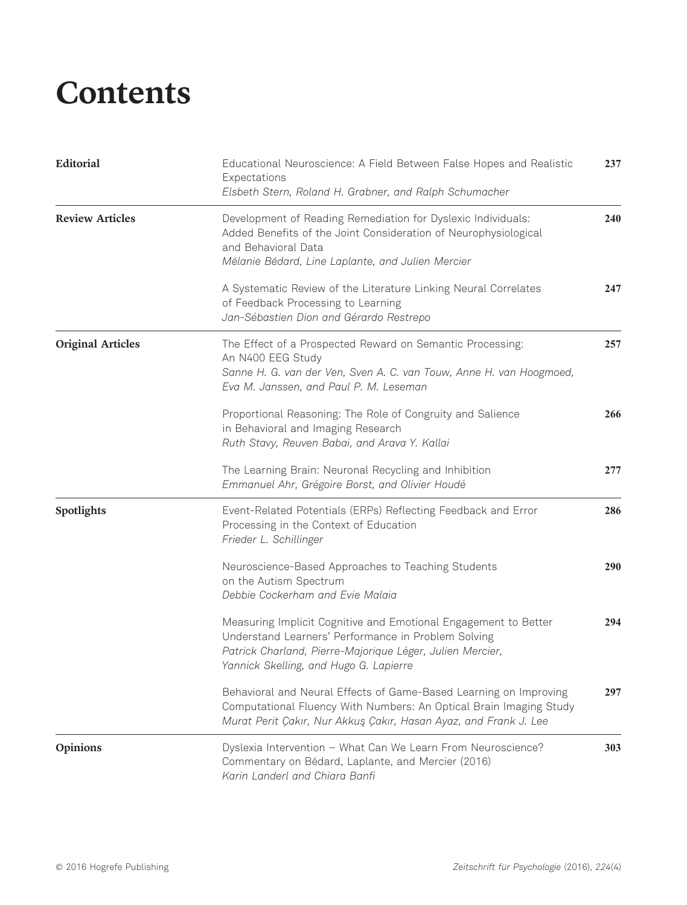# Contents

| | | |
|---|---|---|
| **Editorial** | Educational Neuroscience: A Field Between False Hopes and Realistic Expectations<br>*Elsbeth Stern, Roland H. Grabner, and Ralph Schumacher* | **237** |
| **Review Articles** | Development of Reading Remediation for Dyslexic Individuals: Added Benefits of the Joint Consideration of Neurophysiological and Behavioral Data<br>*Mélanie Bédard, Line Laplante, and Julien Mercier* | **240** |
| | A Systematic Review of the Literature Linking Neural Correlates of Feedback Processing to Learning<br>*Jan-Sébastien Dion and Gérardo Restrepo* | **247** |
| **Original Articles** | The Effect of a Prospected Reward on Semantic Processing: An N400 EEG Study<br>*Sanne H. G. van der Ven, Sven A. C. van Touw, Anne H. van Hoogmoed, Eva M. Janssen, and Paul P. M. Leseman* | **257** |
| | Proportional Reasoning: The Role of Congruity and Salience in Behavioral and Imaging Research<br>*Ruth Stavy, Reuven Babai, and Arava Y. Kallai* | **266** |
| | The Learning Brain: Neuronal Recycling and Inhibition<br>*Emmanuel Ahr, Grégoire Borst, and Olivier Houdé* | **277** |
| **Spotlights** | Event-Related Potentials (ERPs) Reflecting Feedback and Error Processing in the Context of Education<br>*Frieder L. Schillinger* | **286** |
| | Neuroscience-Based Approaches to Teaching Students on the Autism Spectrum<br>*Debbie Cockerham and Evie Malaia* | **290** |
| | Measuring Implicit Cognitive and Emotional Engagement to Better Understand Learners' Performance in Problem Solving<br>*Patrick Charland, Pierre-Majorique Léger, Julien Mercier, Yannick Skelling, and Hugo G. Lapierre* | **294** |
| | Behavioral and Neural Effects of Game-Based Learning on Improving Computational Fluency With Numbers: An Optical Brain Imaging Study<br>*Murat Perit Çakır, Nur Akkuş Çakır, Hasan Ayaz, and Frank J. Lee* | **297** |
| **Opinions** | Dyslexia Intervention – What Can We Learn From Neuroscience? Commentary on Bédard, Laplante, and Mercier (2016)<br>*Karin Landerl and Chiara Banfi* | **303** |

© 2016 Hogrefe Publishing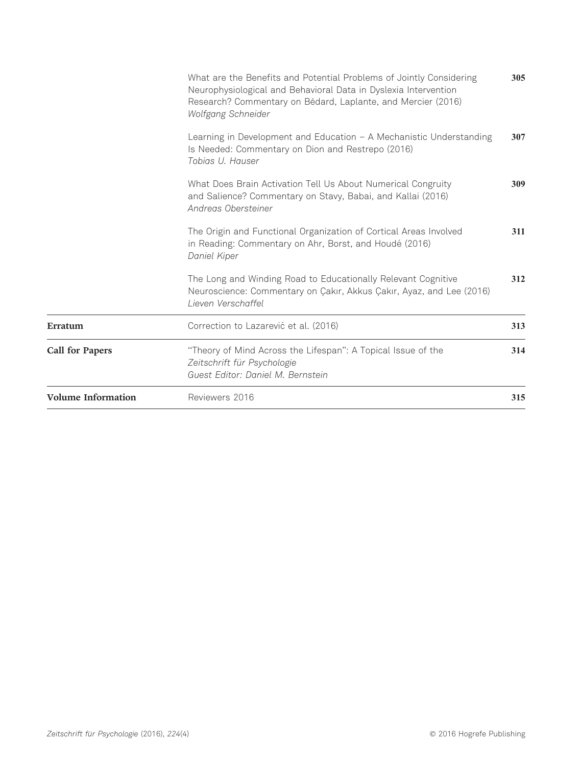| | | |
|---|---|---|
| | What are the Benefits and Potential Problems of Jointly Considering Neurophysiological and Behavioral Data in Dyslexia Intervention Research? Commentary on Bédard, Laplante, and Mercier (2016)<br>*Wolfgang Schneider* | **305** |
| | Learning in Development and Education – A Mechanistic Understanding Is Needed: Commentary on Dion and Restrepo (2016)<br>*Tobias U. Hauser* | **307** |
| | What Does Brain Activation Tell Us About Numerical Congruity and Salience? Commentary on Stavy, Babai, and Kallai (2016)<br>*Andreas Obersteiner* | **309** |
| | The Origin and Functional Organization of Cortical Areas Involved in Reading: Commentary on Ahr, Borst, and Houdé (2016)<br>*Daniel Kiper* | **311** |
| | The Long and Winding Road to Educationally Relevant Cognitive Neuroscience: Commentary on Çakır, Akkus Çakır, Ayaz, and Lee (2016)<br>*Lieven Verschaffel* | **312** |
| **Erratum** | Correction to Lazarević et al. (2016) | **313** |
| **Call for Papers** | "Theory of Mind Across the Lifespan": A Topical Issue of the *Zeitschrift für Psychologie*<br>*Guest Editor: Daniel M. Bernstein* | **314** |
| **Volume Information** | Reviewers 2016 | **315** |